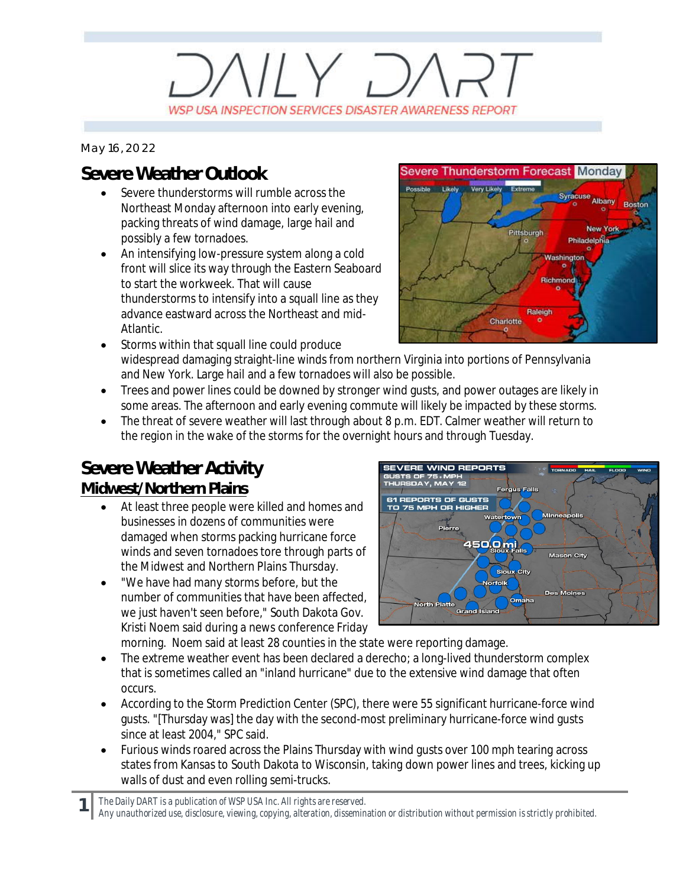# DAILY DART

WSP USA INSPECTION SERVICES DISASTER AWARENESS REPORT

May 16, 2022

## Severe Weather Outlook

- Severe thunderstorms will rumble across the Northeast Monday afternoon into early evening, packing threats of wind damage, large hail and possibly a few tornadoes.
- An intensifying low-pressure system along a cold front will slice its way through the Eastern Seaboard to start the workweek. That will cause thunderstorms to intensify into a squall line as they advance eastward across the Northeast and mid-Atlantic.
- Storms within that squall line could produce widespread damaging straight-line winds from northern Virginia into portions of Pennsylvania and New York. Large hail and a few tornadoes will also be possible.
- Trees and power lines could be downed by stronger wind gusts, and power outages are likely in some areas. The afternoon and early evening commute will likely be impacted by these storms.
- The threat of severe weather will last through about 8 p.m. EDT. Calmer weather will return to the region in the wake of the storms for the overnight hours and through Tuesday.

## Severe Weather Activity

### Midwest/Northern Plains

- At least three people were killed and homes and businesses in dozens of communities were damaged when storms packing hurricane force winds and seven tornadoes tore through parts of the Midwest and Northern Plains Thursday.
- "We have had many storms before, but the number of communities that have been affected, we just haven't seen before," South Dakota Gov. Kristi Noem said during a news conference Friday morning. Noem said at least 28 counties in the state were reporting damage.
- The extreme weather event has been declared a derecho; a long-lived thunderstorm complex that is sometimes called an "inland hurricane" due to the extensive wind damage that often occurs.
- According to the Storm Prediction Center (SPC), there were 55 significant hurricane-force wind gusts. "[Thursday was] the day with the second-most preliminary hurricane-force wind gusts since at least 2004," SPC said.
- Furious winds roared across the Plains Thursday with wind gusts over 100 mph tearing across states from Kansas to South Dakota to Wisconsin, taking down power lines and trees, kicking up walls of dust and even rolling semi-trucks.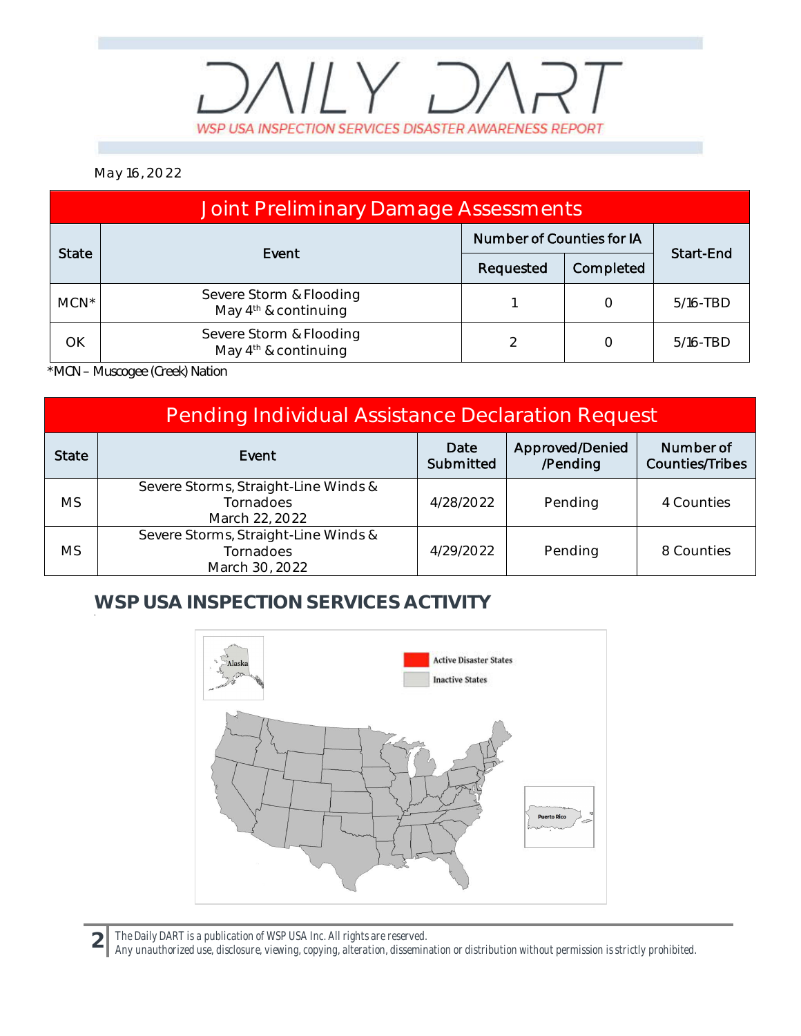# DAILY DART

WSP USA INSPECTION SERVICES DISASTER AWARENESS REPORT

May 16, 2022

## Joint Preliminary Damage Assessments

| State | Event | Number of Counties for IA | | Start-End |
|---|---|---|---|---|
| | | Requested | Completed | |
| MCN* | Severe Storm & Flooding May 4th & continuing | 1 | 0 | 5/16-TBD |
| OK | Severe Storm & Flooding May 4th & continuing | 2 | 0 | 5/16-TBD |

*MCN – Muscogee (Creek) Nation

## Pending Individual Assistance Declaration Request

| State | Event | Date Submitted | Approved/Denied /Pending | Number of Counties/Tribes |
|---|---|---|---|---|
| MS | Severe Storms, Straight-Line Winds & Tornadoes March 22, 2022 | 4/28/2022 | Pending | 4 Counties |
| MS | Severe Storms, Straight-Line Winds & Tornadoes March 30, 2022 | 4/29/2022 | Pending | 8 Counties |

## WSP USA INSPECTION SERVICES ACTIVITY

Alaska

Active Disaster States

Inactive States

Puerto Rico

*The Daily DART is a publication of WSP USA Inc. All rights are reserved.*
*Any unauthorized use, disclosure, viewing, copying, alteration, dissemination or distribution without permission is strictly prohibited.*